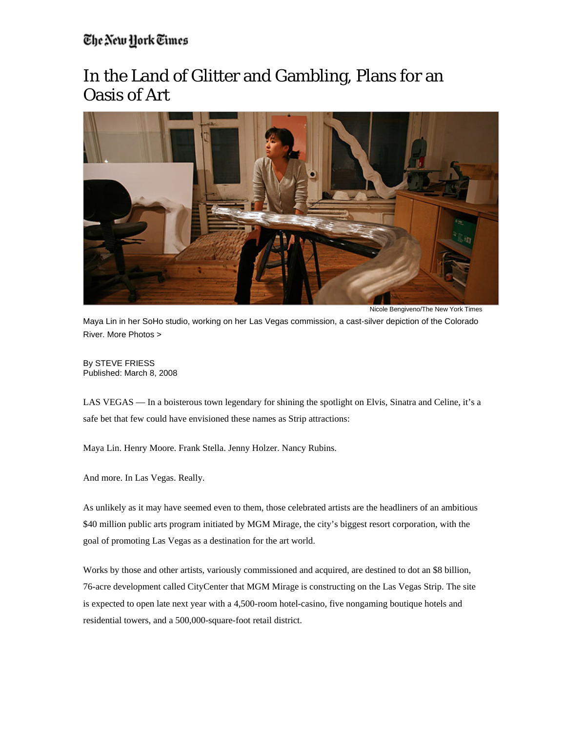The New York Times

# In the Land of Glitter and Gambling, Plans for an Oasis of Art

Nicole Bengiveno/The New York Times

Maya Lin in her SoHo studio, working on her Las Vegas commission, a cast-silver depiction of the Colorado River. More Photos >

By STEVE FRIESS
Published: March 8, 2008

LAS VEGAS — In a boisterous town legendary for shining the spotlight on Elvis, Sinatra and Celine, it's a safe bet that few could have envisioned these names as Strip attractions:

Maya Lin. Henry Moore. Frank Stella. Jenny Holzer. Nancy Rubins.

And more. In Las Vegas. Really.

As unlikely as it may have seemed even to them, those celebrated artists are the headliners of an ambitious $40 million public arts program initiated by MGM Mirage, the city's biggest resort corporation, with the goal of promoting Las Vegas as a destination for the art world.

Works by those and other artists, variously commissioned and acquired, are destined to dot an $8 billion, 76-acre development called CityCenter that MGM Mirage is constructing on the Las Vegas Strip. The site is expected to open late next year with a 4,500-room hotel-casino, five nongaming boutique hotels and residential towers, and a 500,000-square-foot retail district.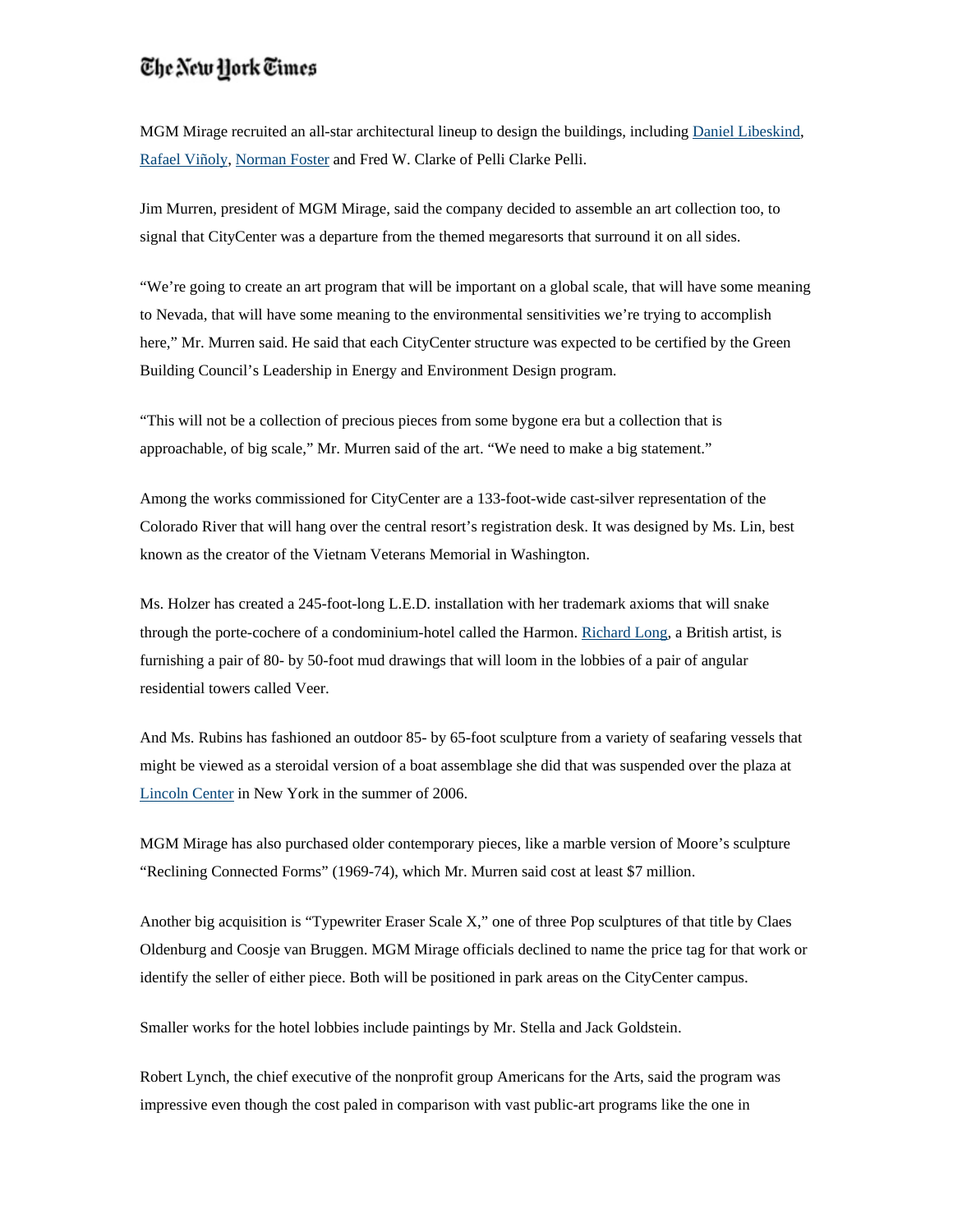MGM Mirage recruited an all-star architectural lineup to design the buildings, including Daniel Libeskind, Rafael Viñoly, Norman Foster and Fred W. Clarke of Pelli Clarke Pelli.

Jim Murren, president of MGM Mirage, said the company decided to assemble an art collection too, to signal that CityCenter was a departure from the themed megaresorts that surround it on all sides.

"We're going to create an art program that will be important on a global scale, that will have some meaning to Nevada, that will have some meaning to the environmental sensitivities we're trying to accomplish here," Mr. Murren said. He said that each CityCenter structure was expected to be certified by the Green Building Council's Leadership in Energy and Environment Design program.

"This will not be a collection of precious pieces from some bygone era but a collection that is approachable, of big scale," Mr. Murren said of the art. "We need to make a big statement."

Among the works commissioned for CityCenter are a 133-foot-wide cast-silver representation of the Colorado River that will hang over the central resort's registration desk. It was designed by Ms. Lin, best known as the creator of the Vietnam Veterans Memorial in Washington.

Ms. Holzer has created a 245-foot-long L.E.D. installation with her trademark axioms that will snake through the porte-cochere of a condominium-hotel called the Harmon. Richard Long, a British artist, is furnishing a pair of 80- by 50-foot mud drawings that will loom in the lobbies of a pair of angular residential towers called Veer.

And Ms. Rubins has fashioned an outdoor 85- by 65-foot sculpture from a variety of seafaring vessels that might be viewed as a steroidal version of a boat assemblage she did that was suspended over the plaza at Lincoln Center in New York in the summer of 2006.

MGM Mirage has also purchased older contemporary pieces, like a marble version of Moore's sculpture "Reclining Connected Forms" (1969-74), which Mr. Murren said cost at least $7 million.

Another big acquisition is "Typewriter Eraser Scale X," one of three Pop sculptures of that title by Claes Oldenburg and Coosje van Bruggen. MGM Mirage officials declined to name the price tag for that work or identify the seller of either piece. Both will be positioned in park areas on the CityCenter campus.

Smaller works for the hotel lobbies include paintings by Mr. Stella and Jack Goldstein.

Robert Lynch, the chief executive of the nonprofit group Americans for the Arts, said the program was impressive even though the cost paled in comparison with vast public-art programs like the one in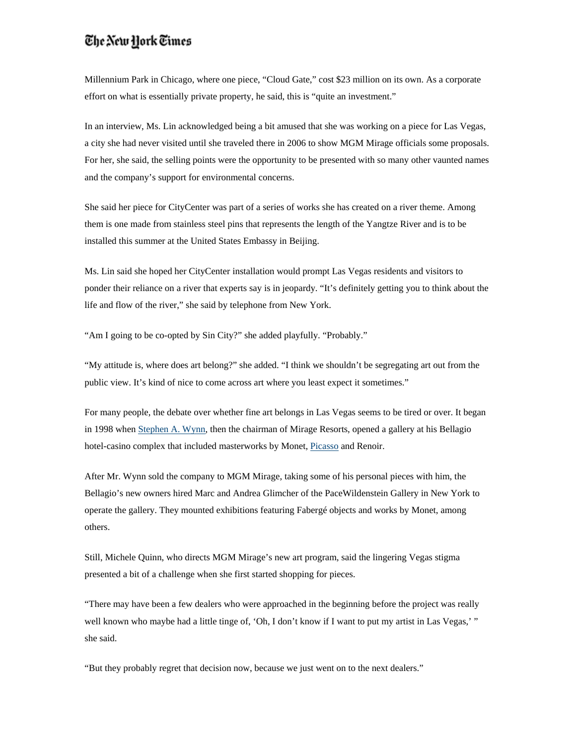Millennium Park in Chicago, where one piece, "Cloud Gate," cost $23 million on its own. As a corporate effort on what is essentially private property, he said, this is "quite an investment."

In an interview, Ms. Lin acknowledged being a bit amused that she was working on a piece for Las Vegas, a city she had never visited until she traveled there in 2006 to show MGM Mirage officials some proposals. For her, she said, the selling points were the opportunity to be presented with so many other vaunted names and the company's support for environmental concerns.

She said her piece for CityCenter was part of a series of works she has created on a river theme. Among them is one made from stainless steel pins that represents the length of the Yangtze River and is to be installed this summer at the United States Embassy in Beijing.

Ms. Lin said she hoped her CityCenter installation would prompt Las Vegas residents and visitors to ponder their reliance on a river that experts say is in jeopardy. "It's definitely getting you to think about the life and flow of the river," she said by telephone from New York.

"Am I going to be co-opted by Sin City?" she added playfully. "Probably."

"My attitude is, where does art belong?" she added. "I think we shouldn't be segregating art out from the public view. It's kind of nice to come across art where you least expect it sometimes."

For many people, the debate over whether fine art belongs in Las Vegas seems to be tired or over. It began in 1998 when Stephen A. Wynn, then the chairman of Mirage Resorts, opened a gallery at his Bellagio hotel-casino complex that included masterworks by Monet, Picasso and Renoir.

After Mr. Wynn sold the company to MGM Mirage, taking some of his personal pieces with him, the Bellagio's new owners hired Marc and Andrea Glimcher of the PaceWildenstein Gallery in New York to operate the gallery. They mounted exhibitions featuring Fabergé objects and works by Monet, among others.

Still, Michele Quinn, who directs MGM Mirage's new art program, said the lingering Vegas stigma presented a bit of a challenge when she first started shopping for pieces.

"There may have been a few dealers who were approached in the beginning before the project was really well known who maybe had a little tinge of, 'Oh, I don't know if I want to put my artist in Las Vegas,' " she said.

"But they probably regret that decision now, because we just went on to the next dealers."